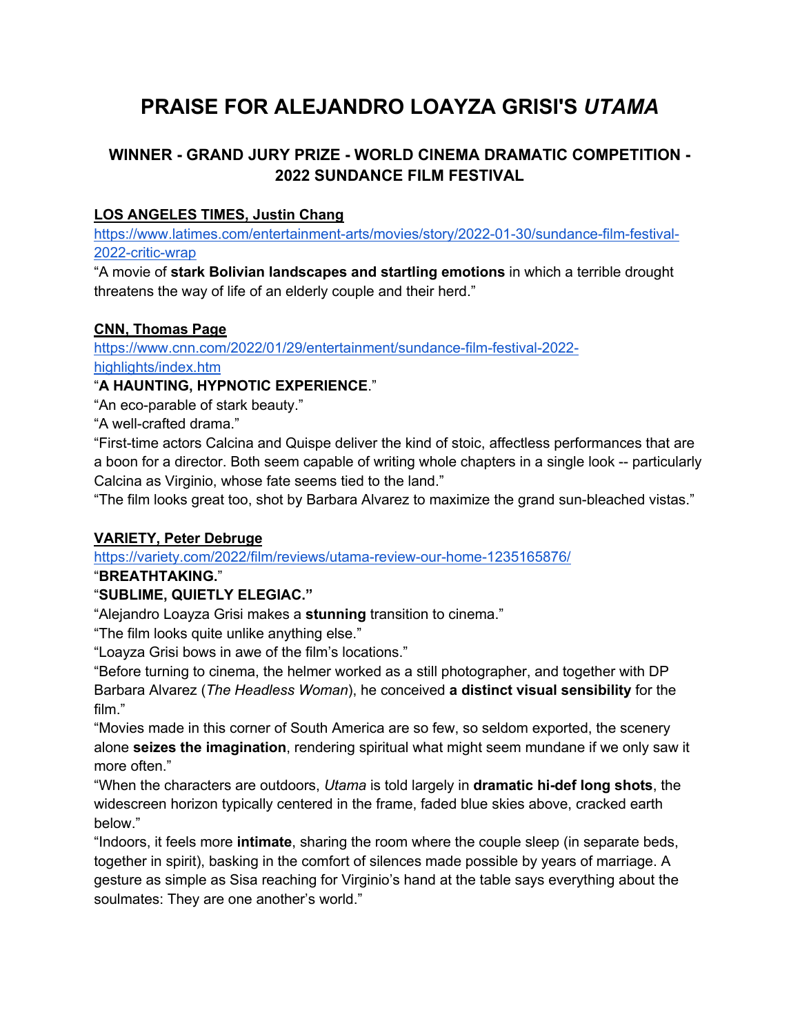# PRAISE FOR ALEJANDRO LOAYZA GRISI'S *UTAMA*

## WINNER - GRAND JURY PRIZE - WORLD CINEMA DRAMATIC COMPETITION - 2022 SUNDANCE FILM FESTIVAL

**LOS ANGELES TIMES, Justin Chang**

https://www.latimes.com/entertainment-arts/movies/story/2022-01-30/sundance-film-festival-2022-critic-wrap

"A movie of **stark Bolivian landscapes and startling emotions** in which a terrible drought threatens the way of life of an elderly couple and their herd."

**CNN, Thomas Page**

https://www.cnn.com/2022/01/29/entertainment/sundance-film-festival-2022-highlights/index.htm

"**A HAUNTING, HYPNOTIC EXPERIENCE**."

"An eco-parable of stark beauty."

"A well-crafted drama."

"First-time actors Calcina and Quispe deliver the kind of stoic, affectless performances that are a boon for a director. Both seem capable of writing whole chapters in a single look -- particularly Calcina as Virginio, whose fate seems tied to the land."

"The film looks great too, shot by Barbara Alvarez to maximize the grand sun-bleached vistas."

**VARIETY, Peter Debruge**

https://variety.com/2022/film/reviews/utama-review-our-home-1235165876/

"**BREATHTAKING.**"

"**SUBLIME, QUIETLY ELEGIAC.**"

"Alejandro Loayza Grisi makes a **stunning** transition to cinema."

"The film looks quite unlike anything else."

"Loayza Grisi bows in awe of the film's locations."

"Before turning to cinema, the helmer worked as a still photographer, and together with DP Barbara Alvarez (*The Headless Woman*), he conceived **a distinct visual sensibility** for the film."

"Movies made in this corner of South America are so few, so seldom exported, the scenery alone **seizes the imagination**, rendering spiritual what might seem mundane if we only saw it more often."

"When the characters are outdoors, *Utama* is told largely in **dramatic hi-def long shots**, the widescreen horizon typically centered in the frame, faded blue skies above, cracked earth below."

"Indoors, it feels more **intimate**, sharing the room where the couple sleep (in separate beds, together in spirit), basking in the comfort of silences made possible by years of marriage. A gesture as simple as Sisa reaching for Virginio's hand at the table says everything about the soulmates: They are one another's world."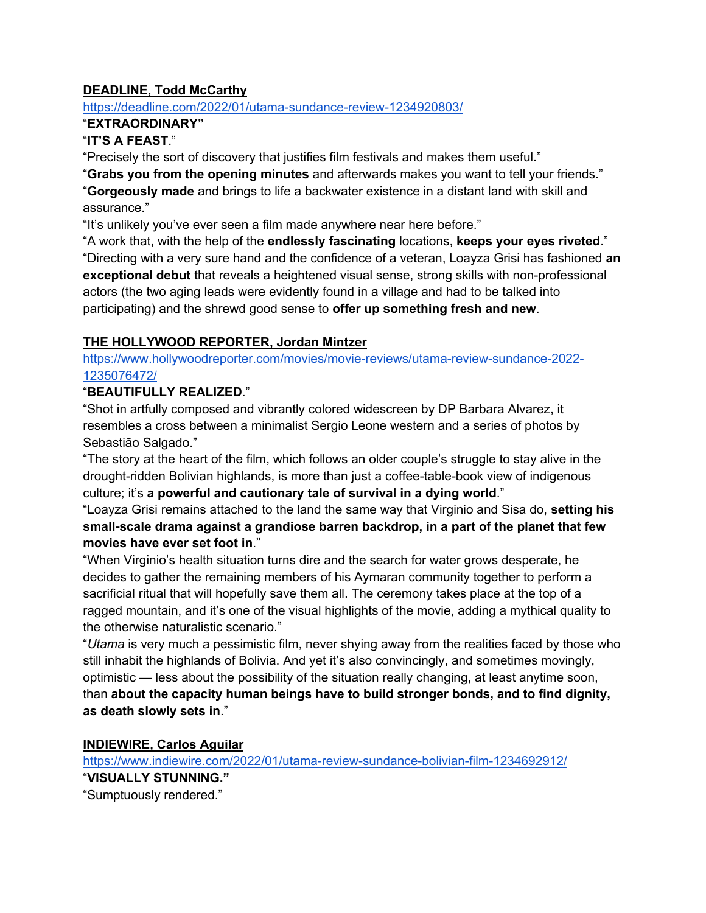**DEADLINE, Todd McCarthy**

https://deadline.com/2022/01/utama-sundance-review-1234920803/

"**EXTRAORDINARY"**

"**IT'S A FEAST**."

"Precisely the sort of discovery that justifies film festivals and makes them useful."

"**Grabs you from the opening minutes** and afterwards makes you want to tell your friends."

"**Gorgeously made** and brings to life a backwater existence in a distant land with skill and assurance."

"It's unlikely you've ever seen a film made anywhere near here before."

"A work that, with the help of the **endlessly fascinating** locations, **keeps your eyes riveted**."

"Directing with a very sure hand and the confidence of a veteran, Loayza Grisi has fashioned **an exceptional debut** that reveals a heightened visual sense, strong skills with non-professional actors (the two aging leads were evidently found in a village and had to be talked into participating) and the shrewd good sense to **offer up something fresh and new**.

**THE HOLLYWOOD REPORTER, Jordan Mintzer**

https://www.hollywoodreporter.com/movies/movie-reviews/utama-review-sundance-2022-1235076472/

"**BEAUTIFULLY REALIZED**."

"Shot in artfully composed and vibrantly colored widescreen by DP Barbara Alvarez, it resembles a cross between a minimalist Sergio Leone western and a series of photos by Sebastião Salgado."

"The story at the heart of the film, which follows an older couple's struggle to stay alive in the drought-ridden Bolivian highlands, is more than just a coffee-table-book view of indigenous culture; it's **a powerful and cautionary tale of survival in a dying world**."

"Loayza Grisi remains attached to the land the same way that Virginio and Sisa do, **setting his small-scale drama against a grandiose barren backdrop, in a part of the planet that few movies have ever set foot in**."

"When Virginio's health situation turns dire and the search for water grows desperate, he decides to gather the remaining members of his Aymaran community together to perform a sacrificial ritual that will hopefully save them all. The ceremony takes place at the top of a ragged mountain, and it's one of the visual highlights of the movie, adding a mythical quality to the otherwise naturalistic scenario."

"*Utama* is very much a pessimistic film, never shying away from the realities faced by those who still inhabit the highlands of Bolivia. And yet it's also convincingly, and sometimes movingly, optimistic — less about the possibility of the situation really changing, at least anytime soon, than **about the capacity human beings have to build stronger bonds, and to find dignity, as death slowly sets in**."

**INDIEWIRE, Carlos Aguilar**

https://www.indiewire.com/2022/01/utama-review-sundance-bolivian-film-1234692912/

"**VISUALLY STUNNING."**

"Sumptuously rendered."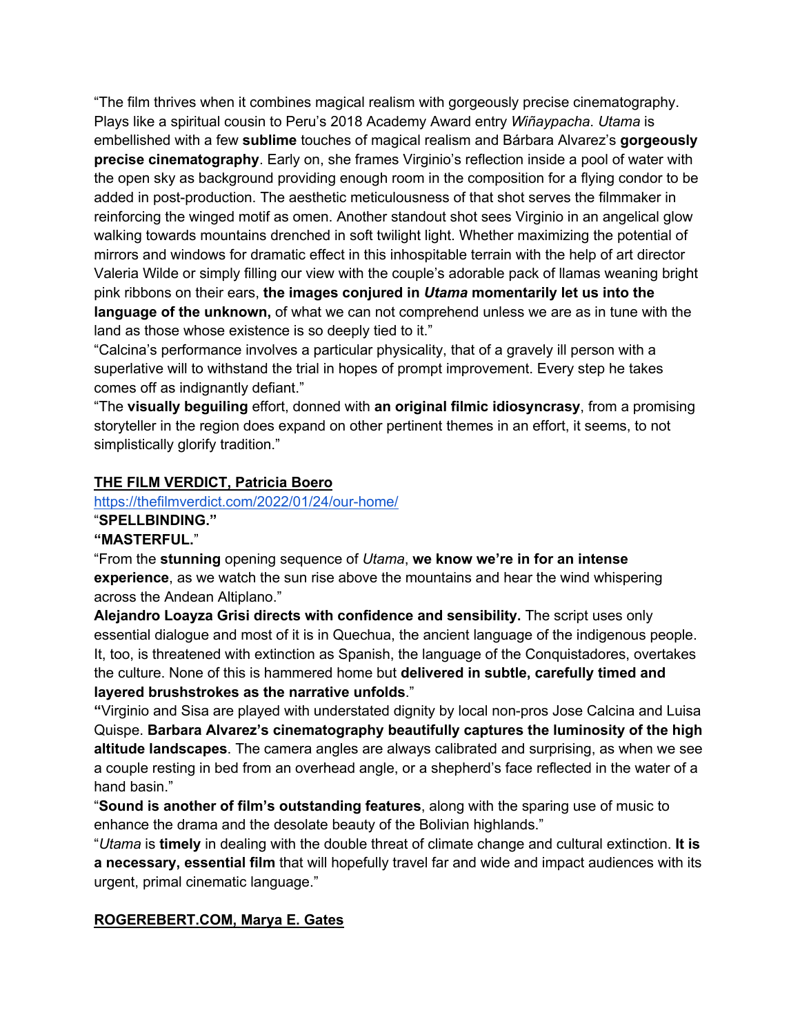"The film thrives when it combines magical realism with gorgeously precise cinematography. Plays like a spiritual cousin to Peru's 2018 Academy Award entry *Wiñaypacha*. *Utama* is embellished with a few **sublime** touches of magical realism and Bárbara Alvarez's **gorgeously precise cinematography**. Early on, she frames Virginio's reflection inside a pool of water with the open sky as background providing enough room in the composition for a flying condor to be added in post-production. The aesthetic meticulousness of that shot serves the filmmaker in reinforcing the winged motif as omen. Another standout shot sees Virginio in an angelical glow walking towards mountains drenched in soft twilight light. Whether maximizing the potential of mirrors and windows for dramatic effect in this inhospitable terrain with the help of art director Valeria Wilde or simply filling our view with the couple's adorable pack of llamas weaning bright pink ribbons on their ears, **the images conjured in *Utama* momentarily let us into the language of the unknown,** of what we can not comprehend unless we are as in tune with the land as those whose existence is so deeply tied to it."

"Calcina's performance involves a particular physicality, that of a gravely ill person with a superlative will to withstand the trial in hopes of prompt improvement. Every step he takes comes off as indignantly defiant."

"The **visually beguiling** effort, donned with **an original filmic idiosyncrasy**, from a promising storyteller in the region does expand on other pertinent themes in an effort, it seems, to not simplistically glorify tradition."

**THE FILM VERDICT, Patricia Boero**

https://thefilmverdict.com/2022/01/24/our-home/

"**SPELLBINDING."**

**"MASTERFUL.**"

"From the **stunning** opening sequence of *Utama*, **we know we're in for an intense experience**, as we watch the sun rise above the mountains and hear the wind whispering across the Andean Altiplano."

**Alejandro Loayza Grisi directs with confidence and sensibility.** The script uses only essential dialogue and most of it is in Quechua, the ancient language of the indigenous people. It, too, is threatened with extinction as Spanish, the language of the Conquistadores, overtakes the culture. None of this is hammered home but **delivered in subtle, carefully timed and layered brushstrokes as the narrative unfolds**."

**"**Virginio and Sisa are played with understated dignity by local non-pros Jose Calcina and Luisa Quispe. **Barbara Alvarez's cinematography beautifully captures the luminosity of the high altitude landscapes**. The camera angles are always calibrated and surprising, as when we see a couple resting in bed from an overhead angle, or a shepherd's face reflected in the water of a hand basin."

"**Sound is another of film's outstanding features**, along with the sparing use of music to enhance the drama and the desolate beauty of the Bolivian highlands."

"*Utama* is **timely** in dealing with the double threat of climate change and cultural extinction. **It is a necessary, essential film** that will hopefully travel far and wide and impact audiences with its urgent, primal cinematic language."

**ROGEREBERT.COM, Marya E. Gates**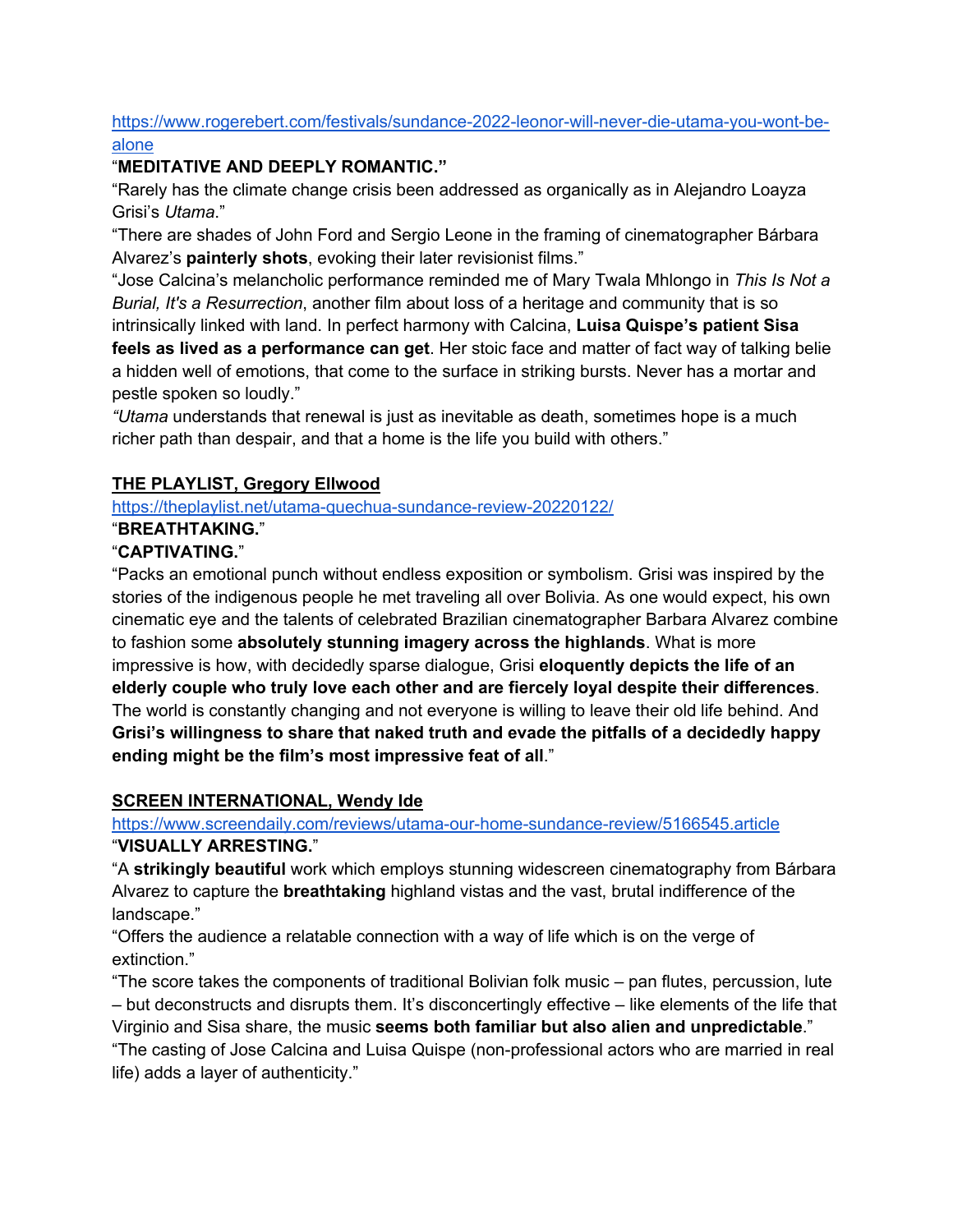[https://www.rogerebert.com/festivals/sundance-2022-leonor-will-never-die-utama-you-wont-be-alone](https://www.rogerebert.com/festivals/sundance-2022-leonor-will-never-die-utama-you-wont-be-alone)

"**MEDITATIVE AND DEEPLY ROMANTIC.**"

"Rarely has the climate change crisis been addressed as organically as in Alejandro Loayza Grisi's *Utama*."

"There are shades of John Ford and Sergio Leone in the framing of cinematographer Bárbara Alvarez's **painterly shots**, evoking their later revisionist films."

"Jose Calcina's melancholic performance reminded me of Mary Twala Mhlongo in *This Is Not a Burial, It's a Resurrection*, another film about loss of a heritage and community that is so intrinsically linked with land. In perfect harmony with Calcina, **Luisa Quispe's patient Sisa feels as lived as a performance can get**. Her stoic face and matter of fact way of talking belie a hidden well of emotions, that come to the surface in striking bursts. Never has a mortar and pestle spoken so loudly."

*"Utama* understands that renewal is just as inevitable as death, sometimes hope is a much richer path than despair, and that a home is the life you build with others."

**THE PLAYLIST, Gregory Ellwood**

[https://theplaylist.net/utama-quechua-sundance-review-20220122/](https://theplaylist.net/utama-quechua-sundance-review-20220122/)

"**BREATHTAKING.**"

"**CAPTIVATING.**"

"Packs an emotional punch without endless exposition or symbolism. Grisi was inspired by the stories of the indigenous people he met traveling all over Bolivia. As one would expect, his own cinematic eye and the talents of celebrated Brazilian cinematographer Barbara Alvarez combine to fashion some **absolutely stunning imagery across the highlands**. What is more impressive is how, with decidedly sparse dialogue, Grisi **eloquently depicts the life of an elderly couple who truly love each other and are fiercely loyal despite their differences**. The world is constantly changing and not everyone is willing to leave their old life behind. And **Grisi's willingness to share that naked truth and evade the pitfalls of a decidedly happy ending might be the film's most impressive feat of all**."

**SCREEN INTERNATIONAL, Wendy Ide**

[https://www.screendaily.com/reviews/utama-our-home-sundance-review/5166545.article](https://www.screendaily.com/reviews/utama-our-home-sundance-review/5166545.article)

"**VISUALLY ARRESTING.**"

"A **strikingly beautiful** work which employs stunning widescreen cinematography from Bárbara Alvarez to capture the **breathtaking** highland vistas and the vast, brutal indifference of the landscape."

"Offers the audience a relatable connection with a way of life which is on the verge of extinction."

"The score takes the components of traditional Bolivian folk music – pan flutes, percussion, lute – but deconstructs and disrupts them. It's disconcertingly effective – like elements of the life that Virginio and Sisa share, the music **seems both familiar but also alien and unpredictable**."

"The casting of Jose Calcina and Luisa Quispe (non-professional actors who are married in real life) adds a layer of authenticity."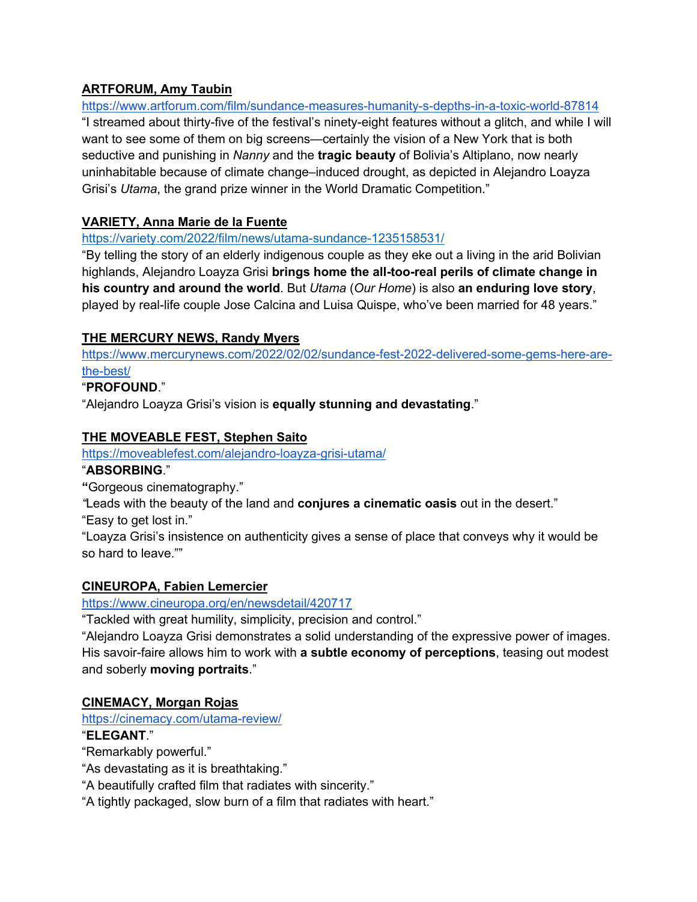**ARTFORUM, Amy Taubin**

https://www.artforum.com/film/sundance-measures-humanity-s-depths-in-a-toxic-world-87814

"I streamed about thirty-five of the festival's ninety-eight features without a glitch, and while I will want to see some of them on big screens—certainly the vision of a New York that is both seductive and punishing in *Nanny* and the **tragic beauty** of Bolivia's Altiplano, now nearly uninhabitable because of climate change–induced drought, as depicted in Alejandro Loayza Grisi's *Utama*, the grand prize winner in the World Dramatic Competition."

**VARIETY, Anna Marie de la Fuente**

https://variety.com/2022/film/news/utama-sundance-1235158531/

"By telling the story of an elderly indigenous couple as they eke out a living in the arid Bolivian highlands, Alejandro Loayza Grisi **brings home the all-too-real perils of climate change in his country and around the world**. But *Utama* (*Our Home*) is also **an enduring love story**, played by real-life couple Jose Calcina and Luisa Quispe, who've been married for 48 years."

**THE MERCURY NEWS, Randy Myers**

https://www.mercurynews.com/2022/02/02/sundance-fest-2022-delivered-some-gems-here-are-the-best/

"**PROFOUND**."

"Alejandro Loayza Grisi's vision is **equally stunning and devastating**."

**THE MOVEABLE FEST, Stephen Saito**

https://moveablefest.com/alejandro-loayza-grisi-utama/

"**ABSORBING**."

**"**Gorgeous cinematography."

*"*Leads with the beauty of the land and **conjures a cinematic oasis** out in the desert."

"Easy to get lost in."

"Loayza Grisi's insistence on authenticity gives a sense of place that conveys why it would be so hard to leave.""

**CINEUROPA, Fabien Lemercier**

https://www.cineuropa.org/en/newsdetail/420717

"Tackled with great humility, simplicity, precision and control."

"Alejandro Loayza Grisi demonstrates a solid understanding of the expressive power of images. His savoir-faire allows him to work with **a subtle economy of perceptions**, teasing out modest and soberly **moving portraits**."

**CINEMACY, Morgan Rojas**

https://cinemacy.com/utama-review/

"**ELEGANT**."

"Remarkably powerful."

"As devastating as it is breathtaking."

"A beautifully crafted film that radiates with sincerity."

"A tightly packaged, slow burn of a film that radiates with heart."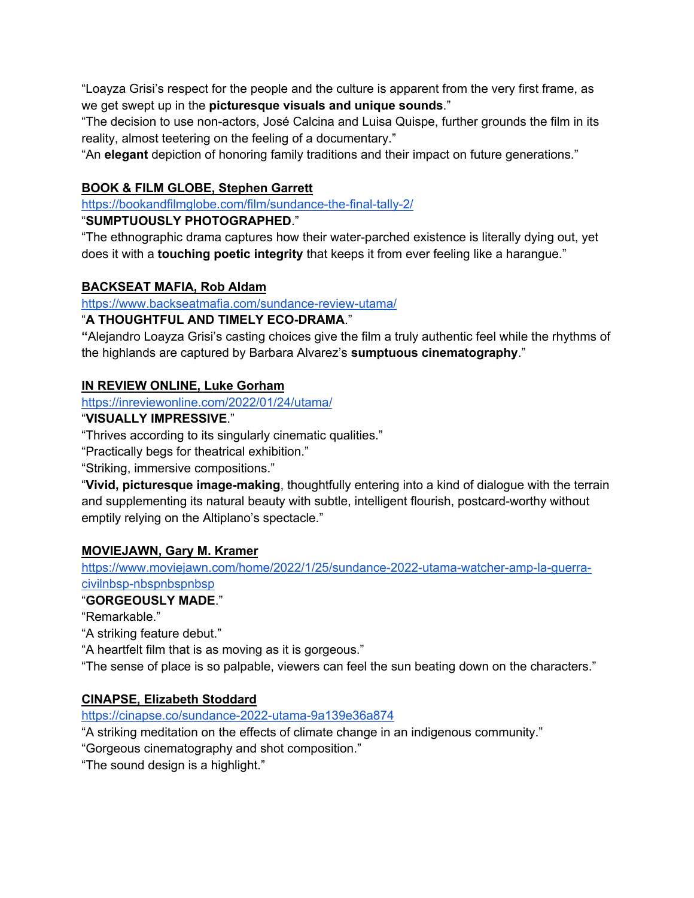"Loayza Grisi's respect for the people and the culture is apparent from the very first frame, as we get swept up in the **picturesque visuals and unique sounds**."

"The decision to use non-actors, José Calcina and Luisa Quispe, further grounds the film in its reality, almost teetering on the feeling of a documentary."

"An **elegant** depiction of honoring family traditions and their impact on future generations."

**BOOK & FILM GLOBE, Stephen Garrett**

https://bookandfilmglobe.com/film/sundance-the-final-tally-2/

"**SUMPTUOUSLY PHOTOGRAPHED**."

"The ethnographic drama captures how their water-parched existence is literally dying out, yet does it with a **touching poetic integrity** that keeps it from ever feeling like a harangue."

**BACKSEAT MAFIA, Rob Aldam**

https://www.backseatmafia.com/sundance-review-utama/

"**A THOUGHTFUL AND TIMELY ECO-DRAMA**."

"Alejandro Loayza Grisi's casting choices give the film a truly authentic feel while the rhythms of the highlands are captured by Barbara Alvarez's **sumptuous cinematography**."

**IN REVIEW ONLINE, Luke Gorham**

https://inreviewonline.com/2022/01/24/utama/

"**VISUALLY IMPRESSIVE**."

"Thrives according to its singularly cinematic qualities."

"Practically begs for theatrical exhibition."

"Striking, immersive compositions."

"**Vivid, picturesque image-making**, thoughtfully entering into a kind of dialogue with the terrain and supplementing its natural beauty with subtle, intelligent flourish, postcard-worthy without emptily relying on the Altiplano's spectacle."

**MOVIEJAWN, Gary M. Kramer**

https://www.moviejawn.com/home/2022/1/25/sundance-2022-utama-watcher-amp-la-guerra-civilnbsp-nbspnbspnbsp

"**GORGEOUSLY MADE**."

"Remarkable."

"A striking feature debut."

"A heartfelt film that is as moving as it is gorgeous."

"The sense of place is so palpable, viewers can feel the sun beating down on the characters."

**CINAPSE, Elizabeth Stoddard**

https://cinapse.co/sundance-2022-utama-9a139e36a874

"A striking meditation on the effects of climate change in an indigenous community."

"Gorgeous cinematography and shot composition."

"The sound design is a highlight."